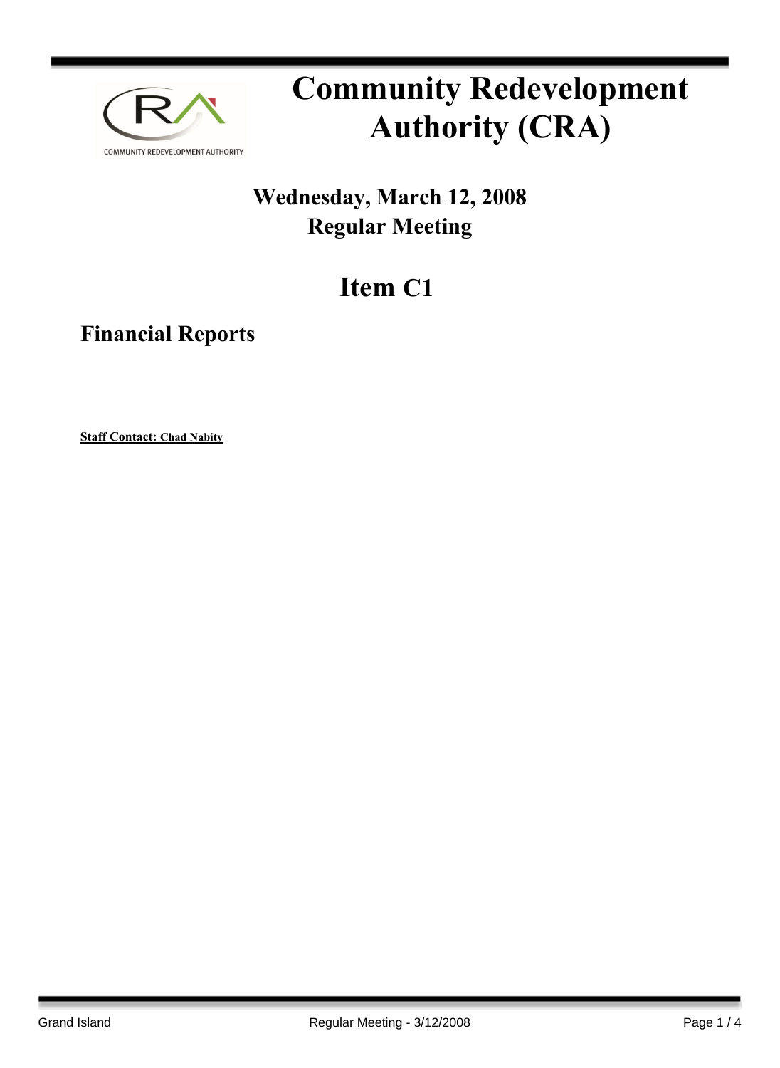# Community Redevelopment Authority (CRA)

## Wednesday, March 12, 2008
## Regular Meeting

# Item C1

## Financial Reports

**Staff Contact: Chad Nabity**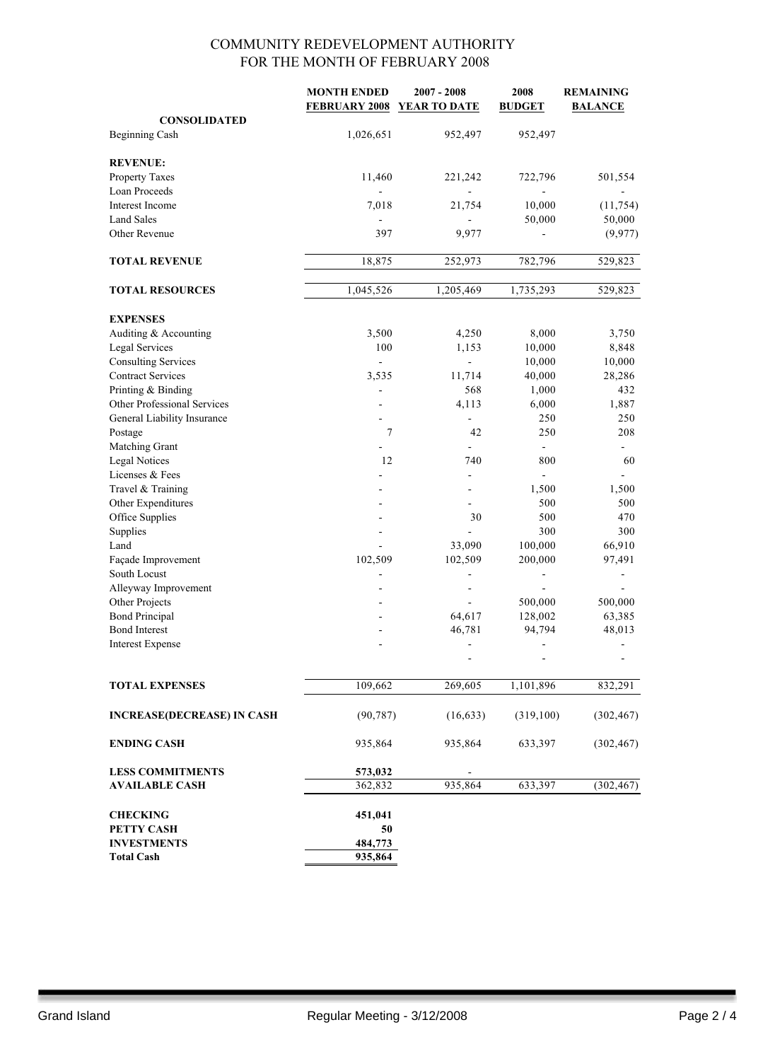# COMMUNITY REDEVELOPMENT AUTHORITY
## FOR THE MONTH OF FEBRUARY 2008

| | MONTH ENDED FEBRUARY 2008 | 2007 - 2008 YEAR TO DATE | 2008 BUDGET | REMAINING BALANCE |
|---|---|---|---|---|
| **CONSOLIDATED** | | | | |
| Beginning Cash | 1,026,651 | 952,497 | 952,497 | |
| | | | | |
| **REVENUE:** | | | | |
| Property Taxes | 11,460 | 221,242 | 722,796 | 501,554 |
| Loan Proceeds | - | - | - | - |
| Interest Income | 7,018 | 21,754 | 10,000 | (11,754) |
| Land Sales | - | - | 50,000 | 50,000 |
| Other Revenue | 397 | 9,977 | - | (9,977) |
| | | | | |
| **TOTAL REVENUE** | 18,875 | 252,973 | 782,796 | 529,823 |
| | | | | |
| **TOTAL RESOURCES** | 1,045,526 | 1,205,469 | 1,735,293 | 529,823 |
| | | | | |
| **EXPENSES** | | | | |
| Auditing & Accounting | 3,500 | 4,250 | 8,000 | 3,750 |
| Legal Services | 100 | 1,153 | 10,000 | 8,848 |
| Consulting Services | - | - | 10,000 | 10,000 |
| Contract Services | 3,535 | 11,714 | 40,000 | 28,286 |
| Printing & Binding | - | 568 | 1,000 | 432 |
| Other Professional Services | - | 4,113 | 6,000 | 1,887 |
| General Liability Insurance | - | - | 250 | 250 |
| Postage | 7 | 42 | 250 | 208 |
| Matching Grant | - | - | - | - |
| Legal Notices | 12 | 740 | 800 | 60 |
| Licenses & Fees | - | - | - | - |
| Travel & Training | - | - | 1,500 | 1,500 |
| Other Expenditures | - | - | 500 | 500 |
| Office Supplies | - | 30 | 500 | 470 |
| Supplies | - | - | 300 | 300 |
| Land | - | 33,090 | 100,000 | 66,910 |
| Façade Improvement | 102,509 | 102,509 | 200,000 | 97,491 |
| South Locust | - | - | - | - |
| Alleyway Improvement | - | - | - | - |
| Other Projects | - | - | 500,000 | 500,000 |
| Bond Principal | - | 64,617 | 128,002 | 63,385 |
| Bond Interest | - | 46,781 | 94,794 | 48,013 |
| Interest Expense | - | - | - | - |
| | | - | - | - |
| | | | | |
| **TOTAL EXPENSES** | 109,662 | 269,605 | 1,101,896 | 832,291 |
| | | | | |
| **INCREASE(DECREASE) IN CASH** | (90,787) | (16,633) | (319,100) | (302,467) |
| | | | | |
| **ENDING CASH** | 935,864 | 935,864 | 633,397 | (302,467) |
| | | | | |
| **LESS COMMITMENTS** | **573,032** | - | | |
| **AVAILABLE CASH** | 362,832 | 935,864 | 633,397 | (302,467) |
| | | | | |
| **CHECKING** | **451,041** | | | |
| **PETTY CASH** | **50** | | | |
| **INVESTMENTS** | **484,773** | | | |
| **Total Cash** | **935,864** | | | |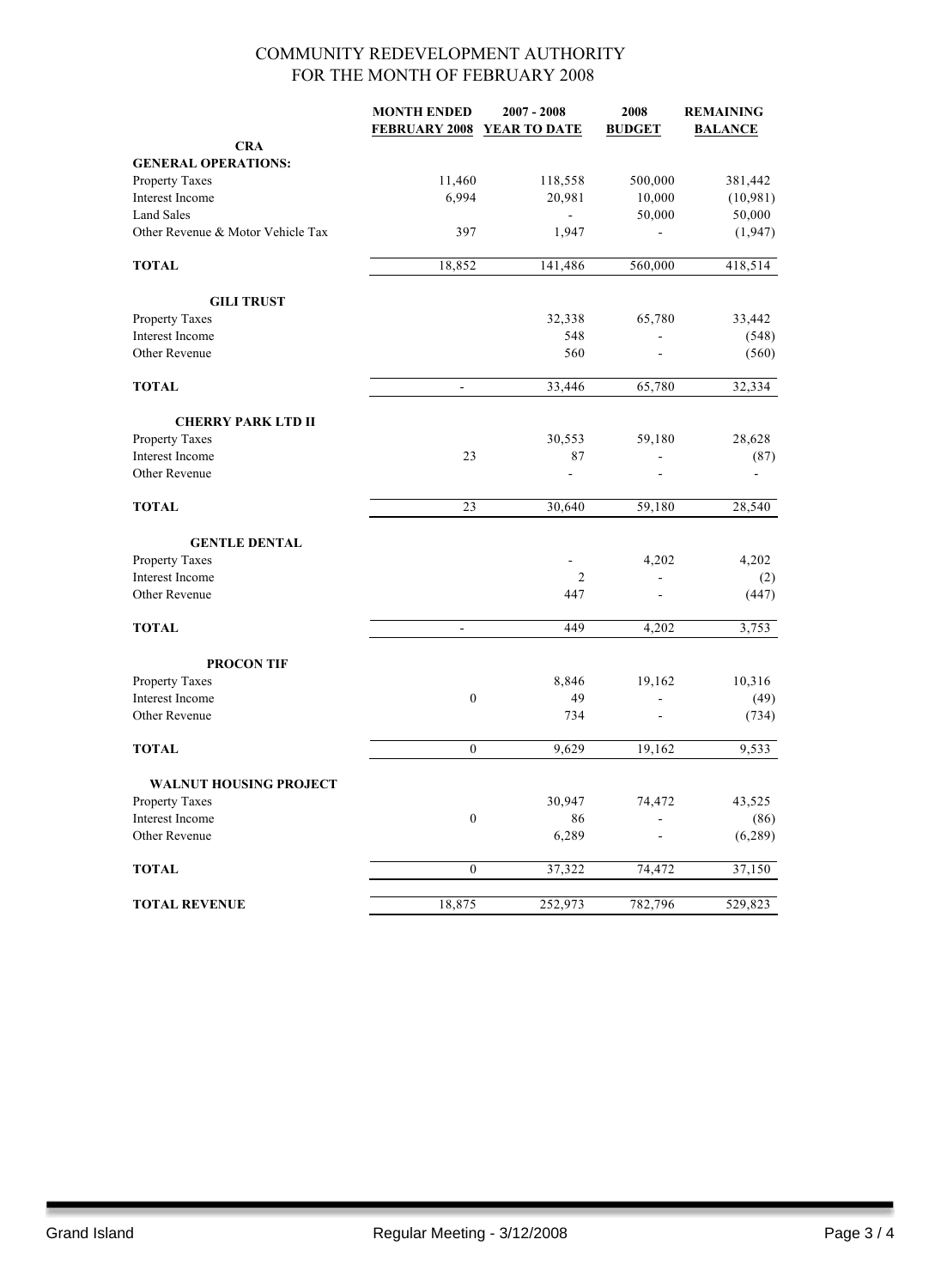# COMMUNITY REDEVELOPMENT AUTHORITY
## FOR THE MONTH OF FEBRUARY 2008

| | MONTH ENDED FEBRUARY 2008 | 2007 - 2008 YEAR TO DATE | 2008 BUDGET | REMAINING BALANCE |
|---|---|---|---|---|
| **CRA** | | | | |
| **GENERAL OPERATIONS:** | | | | |
| Property Taxes | 11,460 | 118,558 | 500,000 | 381,442 |
| Interest Income | 6,994 | 20,981 | 10,000 | (10,981) |
| Land Sales | | - | 50,000 | 50,000 |
| Other Revenue & Motor Vehicle Tax | 397 | 1,947 | - | (1,947) |
| **TOTAL** | 18,852 | 141,486 | 560,000 | 418,514 |
| **GILI TRUST** | | | | |
| Property Taxes | | 32,338 | 65,780 | 33,442 |
| Interest Income | | 548 | - | (548) |
| Other Revenue | | 560 | - | (560) |
| **TOTAL** | - | 33,446 | 65,780 | 32,334 |
| **CHERRY PARK LTD II** | | | | |
| Property Taxes | | 30,553 | 59,180 | 28,628 |
| Interest Income | 23 | 87 | - | (87) |
| Other Revenue | | - | - | - |
| **TOTAL** | 23 | 30,640 | 59,180 | 28,540 |
| **GENTLE DENTAL** | | | | |
| Property Taxes | | - | 4,202 | 4,202 |
| Interest Income | | 2 | - | (2) |
| Other Revenue | | 447 | - | (447) |
| **TOTAL** | - | 449 | 4,202 | 3,753 |
| **PROCON TIF** | | | | |
| Property Taxes | | 8,846 | 19,162 | 10,316 |
| Interest Income | 0 | 49 | - | (49) |
| Other Revenue | | 734 | - | (734) |
| **TOTAL** | 0 | 9,629 | 19,162 | 9,533 |
| **WALNUT HOUSING PROJECT** | | | | |
| Property Taxes | | 30,947 | 74,472 | 43,525 |
| Interest Income | 0 | 86 | - | (86) |
| Other Revenue | | 6,289 | - | (6,289) |
| **TOTAL** | 0 | 37,322 | 74,472 | 37,150 |
| **TOTAL REVENUE** | 18,875 | 252,973 | 782,796 | 529,823 |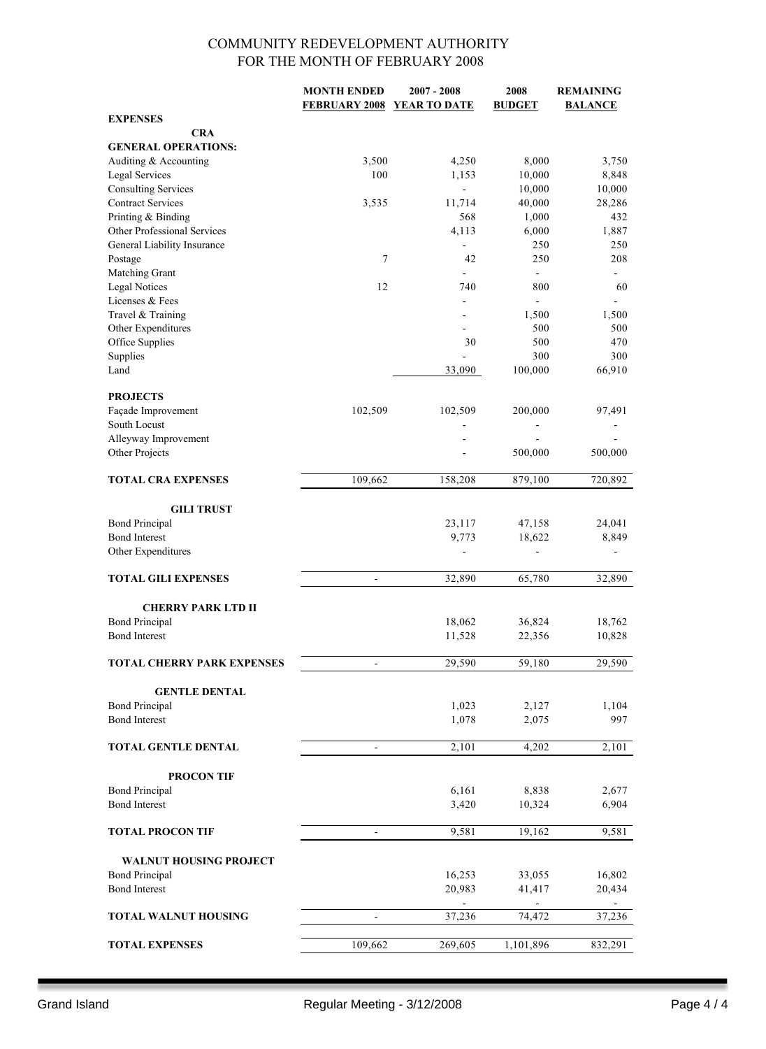COMMUNITY REDEVELOPMENT AUTHORITY
FOR THE MONTH OF FEBRUARY 2008

| | MONTH ENDED FEBRUARY 2008 | 2007 - 2008 YEAR TO DATE | 2008 BUDGET | REMAINING BALANCE |
|---|---|---|---|---|
| **EXPENSES** | | | | |
| **CRA** | | | | |
| **GENERAL OPERATIONS:** | | | | |
| Auditing & Accounting | 3,500 | 4,250 | 8,000 | 3,750 |
| Legal Services | 100 | 1,153 | 10,000 | 8,848 |
| Consulting Services | | - | 10,000 | 10,000 |
| Contract Services | 3,535 | 11,714 | 40,000 | 28,286 |
| Printing & Binding | | 568 | 1,000 | 432 |
| Other Professional Services | | 4,113 | 6,000 | 1,887 |
| General Liability Insurance | | - | 250 | 250 |
| Postage | 7 | 42 | 250 | 208 |
| Matching Grant | | - | - | - |
| Legal Notices | 12 | 740 | 800 | 60 |
| Licenses & Fees | | - | - | - |
| Travel & Training | | - | 1,500 | 1,500 |
| Other Expenditures | | - | 500 | 500 |
| Office Supplies | | 30 | 500 | 470 |
| Supplies | | - | 300 | 300 |
| Land | | 33,090 | 100,000 | 66,910 |
| **PROJECTS** | | | | |
| Façade Improvement | 102,509 | 102,509 | 200,000 | 97,491 |
| South Locust | | - | - | - |
| Alleyway Improvement | | - | - | - |
| Other Projects | | - | 500,000 | 500,000 |
| **TOTAL CRA EXPENSES** | 109,662 | 158,208 | 879,100 | 720,892 |
| **GILI TRUST** | | | | |
| Bond Principal | | 23,117 | 47,158 | 24,041 |
| Bond Interest | | 9,773 | 18,622 | 8,849 |
| Other Expenditures | | - | - | - |
| **TOTAL GILI EXPENSES** | - | 32,890 | 65,780 | 32,890 |
| **CHERRY PARK LTD II** | | | | |
| Bond Principal | | 18,062 | 36,824 | 18,762 |
| Bond Interest | | 11,528 | 22,356 | 10,828 |
| **TOTAL CHERRY PARK EXPENSES** | - | 29,590 | 59,180 | 29,590 |
| **GENTLE DENTAL** | | | | |
| Bond Principal | | 1,023 | 2,127 | 1,104 |
| Bond Interest | | 1,078 | 2,075 | 997 |
| **TOTAL GENTLE DENTAL** | - | 2,101 | 4,202 | 2,101 |
| **PROCON TIF** | | | | |
| Bond Principal | | 6,161 | 8,838 | 2,677 |
| Bond Interest | | 3,420 | 10,324 | 6,904 |
| **TOTAL PROCON TIF** | - | 9,581 | 19,162 | 9,581 |
| **WALNUT HOUSING PROJECT** | | | | |
| Bond Principal | | 16,253 | 33,055 | 16,802 |
| Bond Interest | | 20,983 | 41,417 | 20,434 |
| | | - | - | - |
| **TOTAL WALNUT HOUSING** | - | 37,236 | 74,472 | 37,236 |
| **TOTAL EXPENSES** | 109,662 | 269,605 | 1,101,896 | 832,291 |